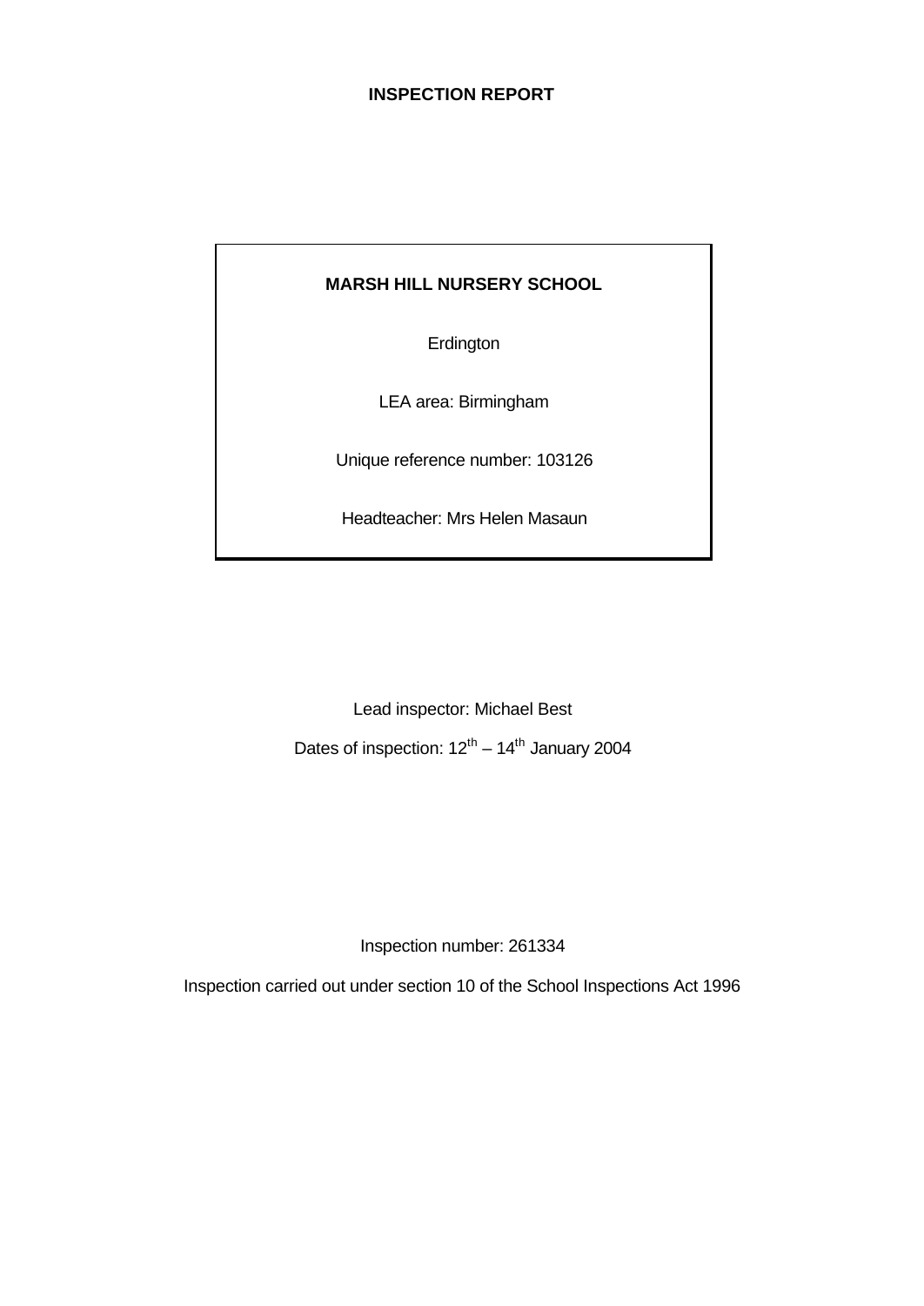# INSPECTION REPORT

**MARSH HILL NURSERY SCHOOL**

Erdington

LEA area: Birmingham

Unique reference number: 103126

Headteacher: Mrs Helen Masaun

Lead inspector: Michael Best

Dates of inspection: 12th – 14th January 2004

Inspection number: 261334

Inspection carried out under section 10 of the School Inspections Act 1996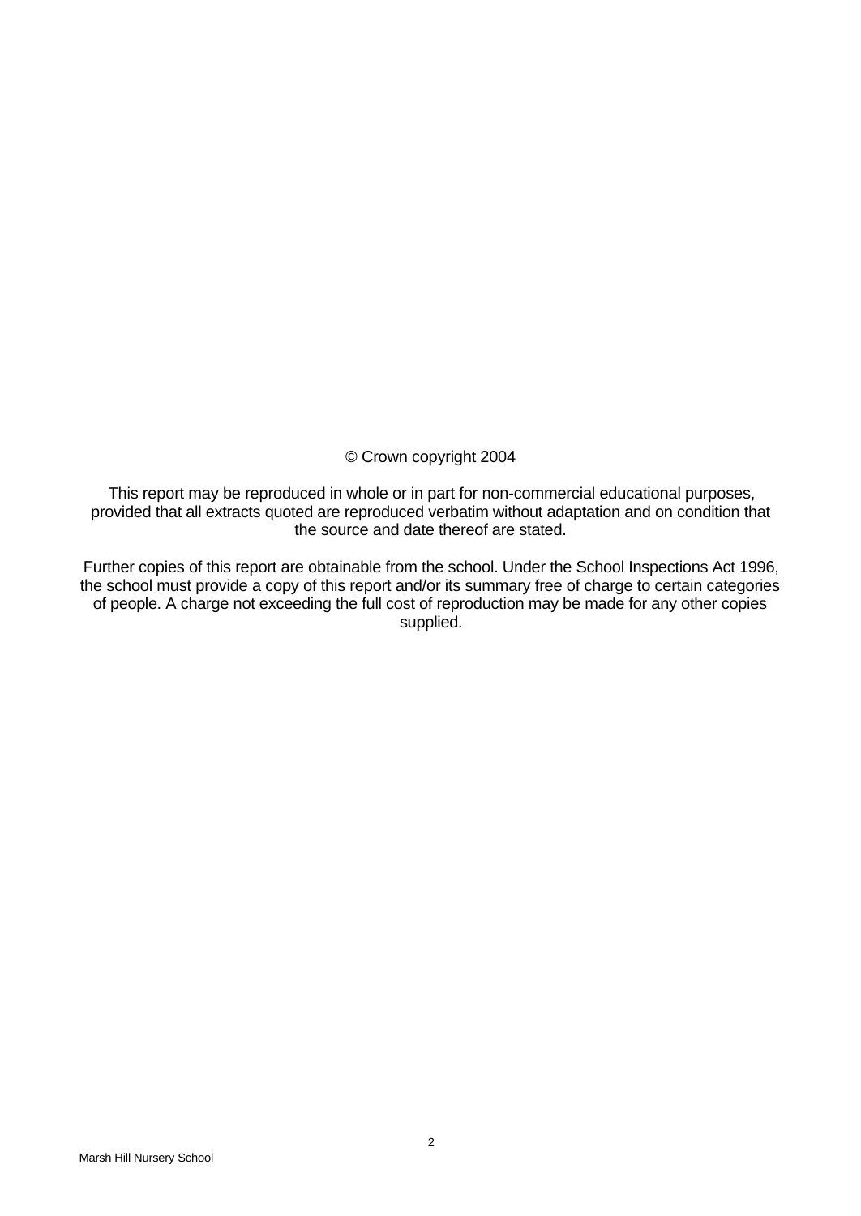© Crown copyright 2004

This report may be reproduced in whole or in part for non-commercial educational purposes, provided that all extracts quoted are reproduced verbatim without adaptation and on condition that the source and date thereof are stated.

Further copies of this report are obtainable from the school. Under the School Inspections Act 1996, the school must provide a copy of this report and/or its summary free of charge to certain categories of people. A charge not exceeding the full cost of reproduction may be made for any other copies supplied.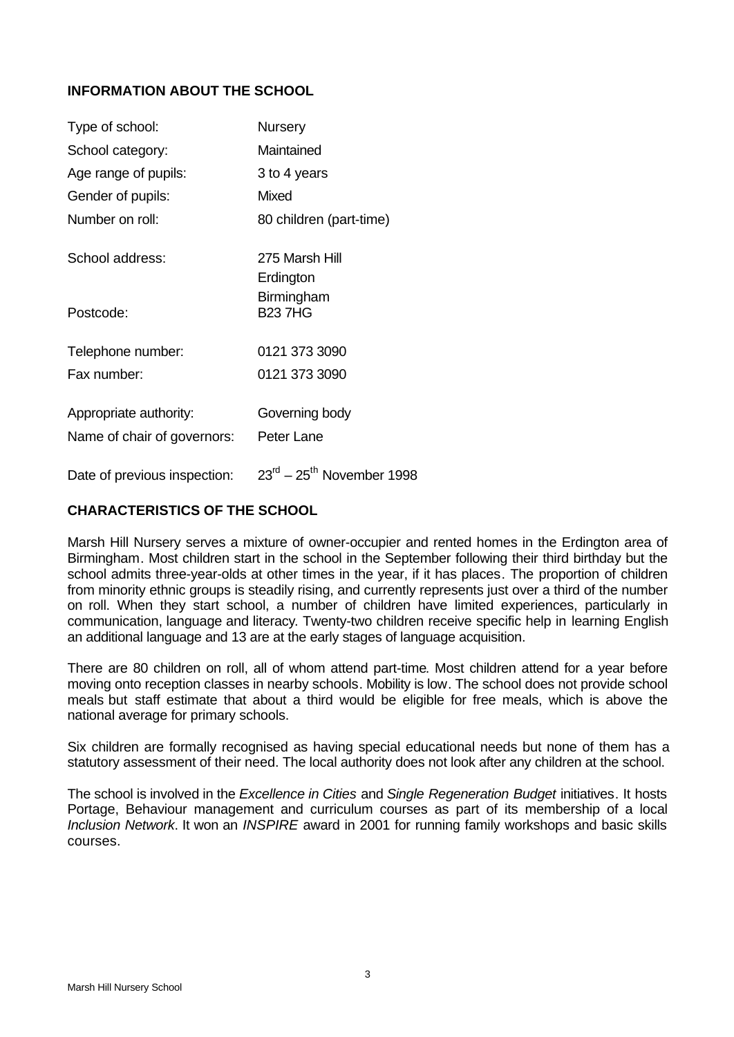## INFORMATION ABOUT THE SCHOOL

| | |
|---|---|
| Type of school: | Nursery |
| School category: | Maintained |
| Age range of pupils: | 3 to 4 years |
| Gender of pupils: | Mixed |
| Number on roll: | 80 children (part-time) |
| School address: | 275 Marsh Hill<br>Erdington<br>Birmingham |
| Postcode: | B23 7HG |
| Telephone number: | 0121 373 3090 |
| Fax number: | 0121 373 3090 |
| Appropriate authority: | Governing body |
| Name of chair of governors: | Peter Lane |
| Date of previous inspection: | 23rd – 25th November 1998 |

## CHARACTERISTICS OF THE SCHOOL

Marsh Hill Nursery serves a mixture of owner-occupier and rented homes in the Erdington area of Birmingham. Most children start in the school in the September following their third birthday but the school admits three-year-olds at other times in the year, if it has places. The proportion of children from minority ethnic groups is steadily rising, and currently represents just over a third of the number on roll. When they start school, a number of children have limited experiences, particularly in communication, language and literacy. Twenty-two children receive specific help in learning English an additional language and 13 are at the early stages of language acquisition.

There are 80 children on roll, all of whom attend part-time. Most children attend for a year before moving onto reception classes in nearby schools. Mobility is low. The school does not provide school meals but staff estimate that about a third would be eligible for free meals, which is above the national average for primary schools.

Six children are formally recognised as having special educational needs but none of them has a statutory assessment of their need. The local authority does not look after any children at the school.

The school is involved in the *Excellence in Cities* and *Single Regeneration Budget* initiatives. It hosts Portage, Behaviour management and curriculum courses as part of its membership of a local *Inclusion Network*. It won an *INSPIRE* award in 2001 for running family workshops and basic skills courses.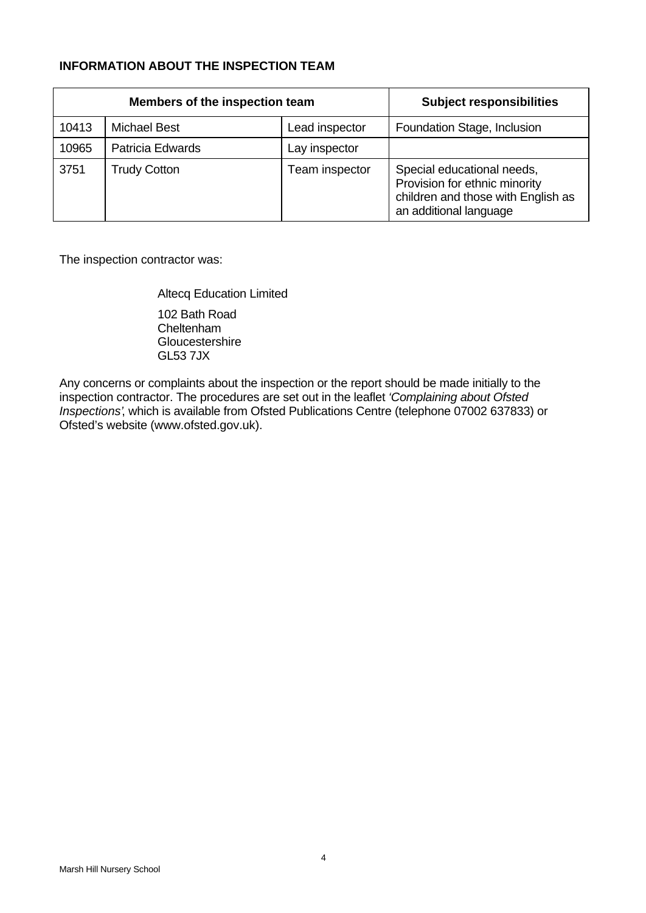**INFORMATION ABOUT THE INSPECTION TEAM**

| Members of the inspection team | | | Subject responsibilities |
|---|---|---|---|
| 10413 | Michael Best | Lead inspector | Foundation Stage, Inclusion |
| 10965 | Patricia Edwards | Lay inspector | |
| 3751 | Trudy Cotton | Team inspector | Special educational needs, Provision for ethnic minority children and those with English as an additional language |

The inspection contractor was:

Altecq Education Limited

102 Bath Road
Cheltenham
Gloucestershire
GL53 7JX

Any concerns or complaints about the inspection or the report should be made initially to the inspection contractor. The procedures are set out in the leaflet *'Complaining about Ofsted Inspections'*, which is available from Ofsted Publications Centre (telephone 07002 637833) or Ofsted's website (www.ofsted.gov.uk).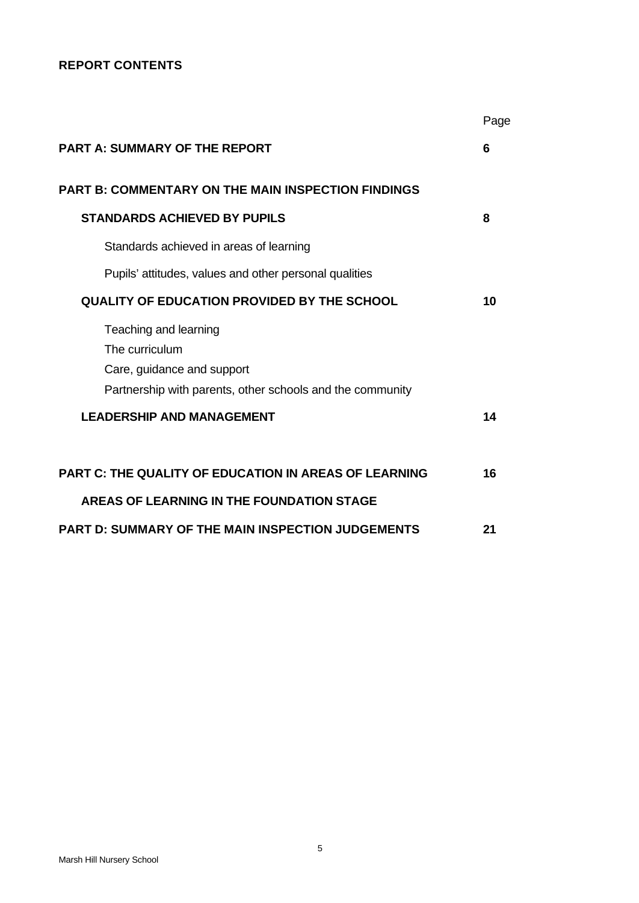**REPORT CONTENTS**

| | Page |
|---|---|
| **PART A: SUMMARY OF THE REPORT** | **6** |
| **PART B: COMMENTARY ON THE MAIN INSPECTION FINDINGS** | |
| **STANDARDS ACHIEVED BY PUPILS** | **8** |
| Standards achieved in areas of learning | |
| Pupils' attitudes, values and other personal qualities | |
| **QUALITY OF EDUCATION PROVIDED BY THE SCHOOL** | **10** |
| Teaching and learning | |
| The curriculum | |
| Care, guidance and support | |
| Partnership with parents, other schools and the community | |
| **LEADERSHIP AND MANAGEMENT** | **14** |
| **PART C: THE QUALITY OF EDUCATION IN AREAS OF LEARNING** | **16** |
| **AREAS OF LEARNING IN THE FOUNDATION STAGE** | |
| **PART D: SUMMARY OF THE MAIN INSPECTION JUDGEMENTS** | **21** |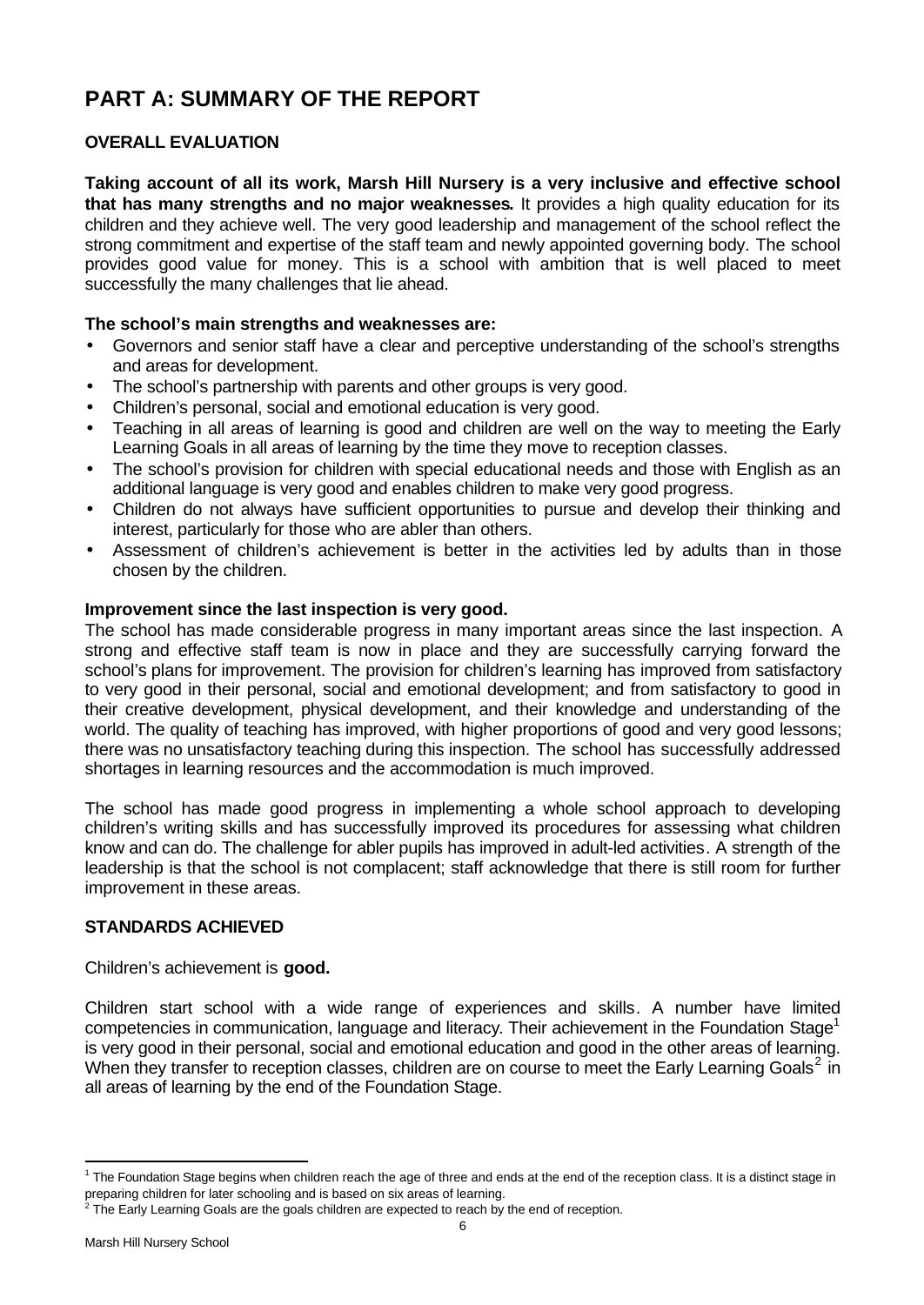# PART A: SUMMARY OF THE REPORT

## OVERALL EVALUATION

**Taking account of all its work, Marsh Hill Nursery is a very inclusive and effective school that has many strengths and no major weaknesses.** It provides a high quality education for its children and they achieve well. The very good leadership and management of the school reflect the strong commitment and expertise of the staff team and newly appointed governing body. The school provides good value for money. This is a school with ambition that is well placed to meet successfully the many challenges that lie ahead.

**The school's main strengths and weaknesses are:**

- Governors and senior staff have a clear and perceptive understanding of the school's strengths and areas for development.
- The school's partnership with parents and other groups is very good.
- Children's personal, social and emotional education is very good.
- Teaching in all areas of learning is good and children are well on the way to meeting the Early Learning Goals in all areas of learning by the time they move to reception classes.
- The school's provision for children with special educational needs and those with English as an additional language is very good and enables children to make very good progress.
- Children do not always have sufficient opportunities to pursue and develop their thinking and interest, particularly for those who are abler than others.
- Assessment of children's achievement is better in the activities led by adults than in those chosen by the children.

**Improvement since the last inspection is very good.**

The school has made considerable progress in many important areas since the last inspection. A strong and effective staff team is now in place and they are successfully carrying forward the school's plans for improvement. The provision for children's learning has improved from satisfactory to very good in their personal, social and emotional development; and from satisfactory to good in their creative development, physical development, and their knowledge and understanding of the world. The quality of teaching has improved, with higher proportions of good and very good lessons; there was no unsatisfactory teaching during this inspection. The school has successfully addressed shortages in learning resources and the accommodation is much improved.

The school has made good progress in implementing a whole school approach to developing children's writing skills and has successfully improved its procedures for assessing what children know and can do. The challenge for abler pupils has improved in adult-led activities. A strength of the leadership is that the school is not complacent; staff acknowledge that there is still room for further improvement in these areas.

## STANDARDS ACHIEVED

Children's achievement is **good.**

Children start school with a wide range of experiences and skills. A number have limited competencies in communication, language and literacy. Their achievement in the Foundation Stage[1] is very good in their personal, social and emotional education and good in the other areas of learning. When they transfer to reception classes, children are on course to meet the Early Learning Goals[2] in all areas of learning by the end of the Foundation Stage.

---

[1] The Foundation Stage begins when children reach the age of three and ends at the end of the reception class. It is a distinct stage in preparing children for later schooling and is based on six areas of learning.

[2] The Early Learning Goals are the goals children are expected to reach by the end of reception.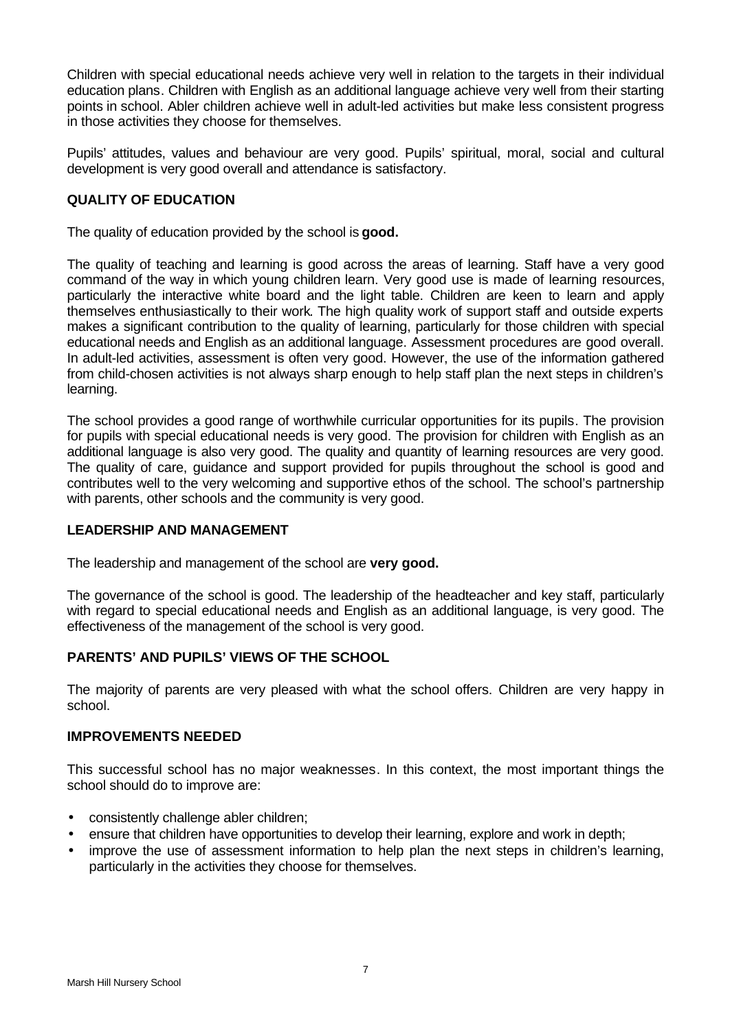Children with special educational needs achieve very well in relation to the targets in their individual education plans. Children with English as an additional language achieve very well from their starting points in school. Abler children achieve well in adult-led activities but make less consistent progress in those activities they choose for themselves.

Pupils' attitudes, values and behaviour are very good. Pupils' spiritual, moral, social and cultural development is very good overall and attendance is satisfactory.

## QUALITY OF EDUCATION

The quality of education provided by the school is **good.**

The quality of teaching and learning is good across the areas of learning. Staff have a very good command of the way in which young children learn. Very good use is made of learning resources, particularly the interactive white board and the light table. Children are keen to learn and apply themselves enthusiastically to their work. The high quality work of support staff and outside experts makes a significant contribution to the quality of learning, particularly for those children with special educational needs and English as an additional language. Assessment procedures are good overall. In adult-led activities, assessment is often very good. However, the use of the information gathered from child-chosen activities is not always sharp enough to help staff plan the next steps in children's learning.

The school provides a good range of worthwhile curricular opportunities for its pupils. The provision for pupils with special educational needs is very good. The provision for children with English as an additional language is also very good. The quality and quantity of learning resources are very good. The quality of care, guidance and support provided for pupils throughout the school is good and contributes well to the very welcoming and supportive ethos of the school. The school's partnership with parents, other schools and the community is very good.

## LEADERSHIP AND MANAGEMENT

The leadership and management of the school are **very good.**

The governance of the school is good. The leadership of the headteacher and key staff, particularly with regard to special educational needs and English as an additional language, is very good. The effectiveness of the management of the school is very good.

## PARENTS' AND PUPILS' VIEWS OF THE SCHOOL

The majority of parents are very pleased with what the school offers. Children are very happy in school.

## IMPROVEMENTS NEEDED

This successful school has no major weaknesses. In this context, the most important things the school should do to improve are:

- consistently challenge abler children;
- ensure that children have opportunities to develop their learning, explore and work in depth;
- improve the use of assessment information to help plan the next steps in children's learning, particularly in the activities they choose for themselves.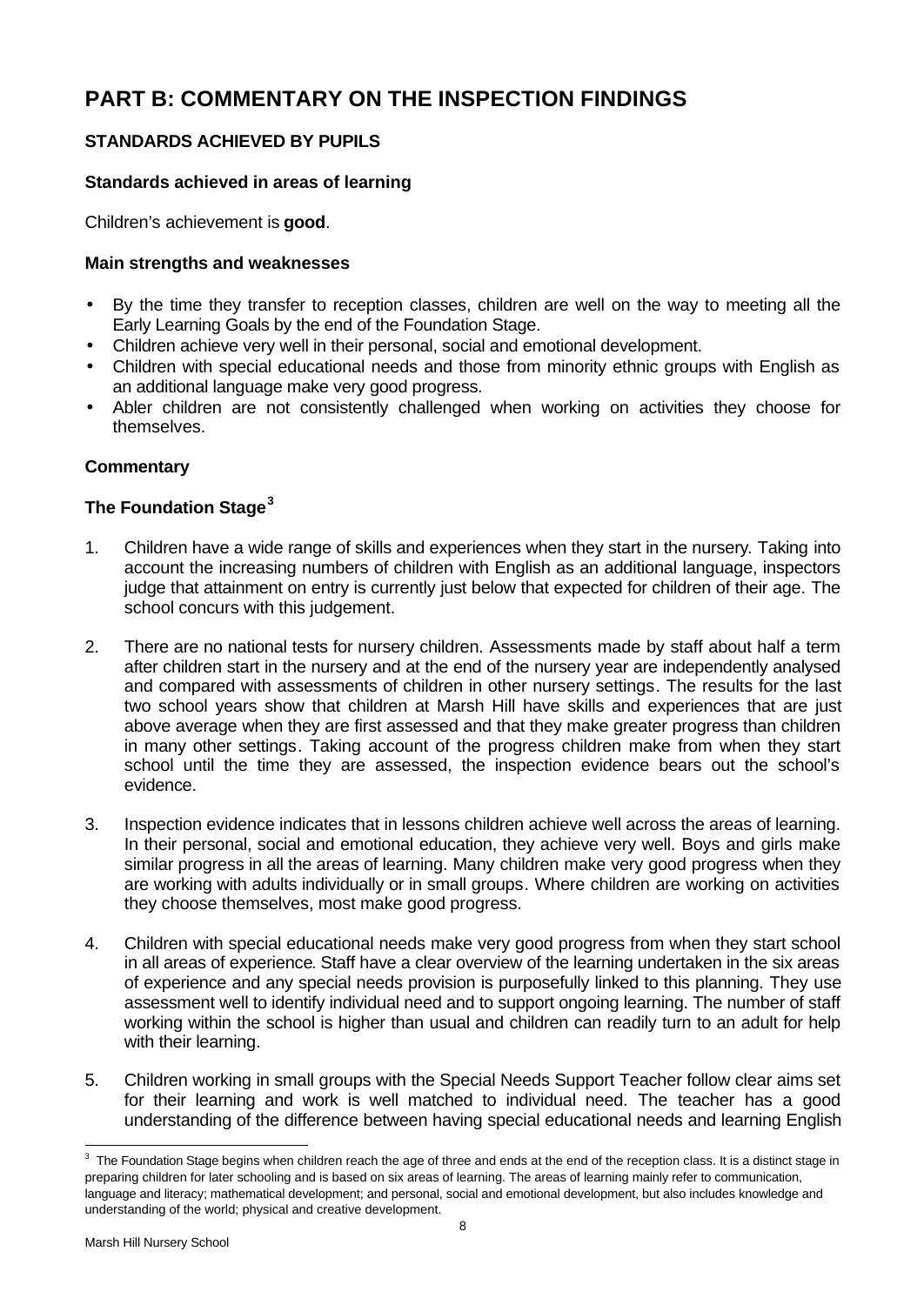# PART B: COMMENTARY ON THE INSPECTION FINDINGS

## STANDARDS ACHIEVED BY PUPILS

### Standards achieved in areas of learning

Children's achievement is **good**.

### Main strengths and weaknesses

- By the time they transfer to reception classes, children are well on the way to meeting all the Early Learning Goals by the end of the Foundation Stage.
- Children achieve very well in their personal, social and emotional development.
- Children with special educational needs and those from minority ethnic groups with English as an additional language make very good progress.
- Abler children are not consistently challenged when working on activities they choose for themselves.

### Commentary

### The Foundation Stage[3]

1. Children have a wide range of skills and experiences when they start in the nursery. Taking into account the increasing numbers of children with English as an additional language, inspectors judge that attainment on entry is currently just below that expected for children of their age. The school concurs with this judgement.

2. There are no national tests for nursery children. Assessments made by staff about half a term after children start in the nursery and at the end of the nursery year are independently analysed and compared with assessments of children in other nursery settings. The results for the last two school years show that children at Marsh Hill have skills and experiences that are just above average when they are first assessed and that they make greater progress than children in many other settings. Taking account of the progress children make from when they start school until the time they are assessed, the inspection evidence bears out the school's evidence.

3. Inspection evidence indicates that in lessons children achieve well across the areas of learning. In their personal, social and emotional education, they achieve very well. Boys and girls make similar progress in all the areas of learning. Many children make very good progress when they are working with adults individually or in small groups. Where children are working on activities they choose themselves, most make good progress.

4. Children with special educational needs make very good progress from when they start school in all areas of experience. Staff have a clear overview of the learning undertaken in the six areas of experience and any special needs provision is purposefully linked to this planning. They use assessment well to identify individual need and to support ongoing learning. The number of staff working within the school is higher than usual and children can readily turn to an adult for help with their learning.

5. Children working in small groups with the Special Needs Support Teacher follow clear aims set for their learning and work is well matched to individual need. The teacher has a good understanding of the difference between having special educational needs and learning English

---

[3] The Foundation Stage begins when children reach the age of three and ends at the end of the reception class. It is a distinct stage in preparing children for later schooling and is based on six areas of learning. The areas of learning mainly refer to communication, language and literacy; mathematical development; and personal, social and emotional development, but also includes knowledge and understanding of the world; physical and creative development.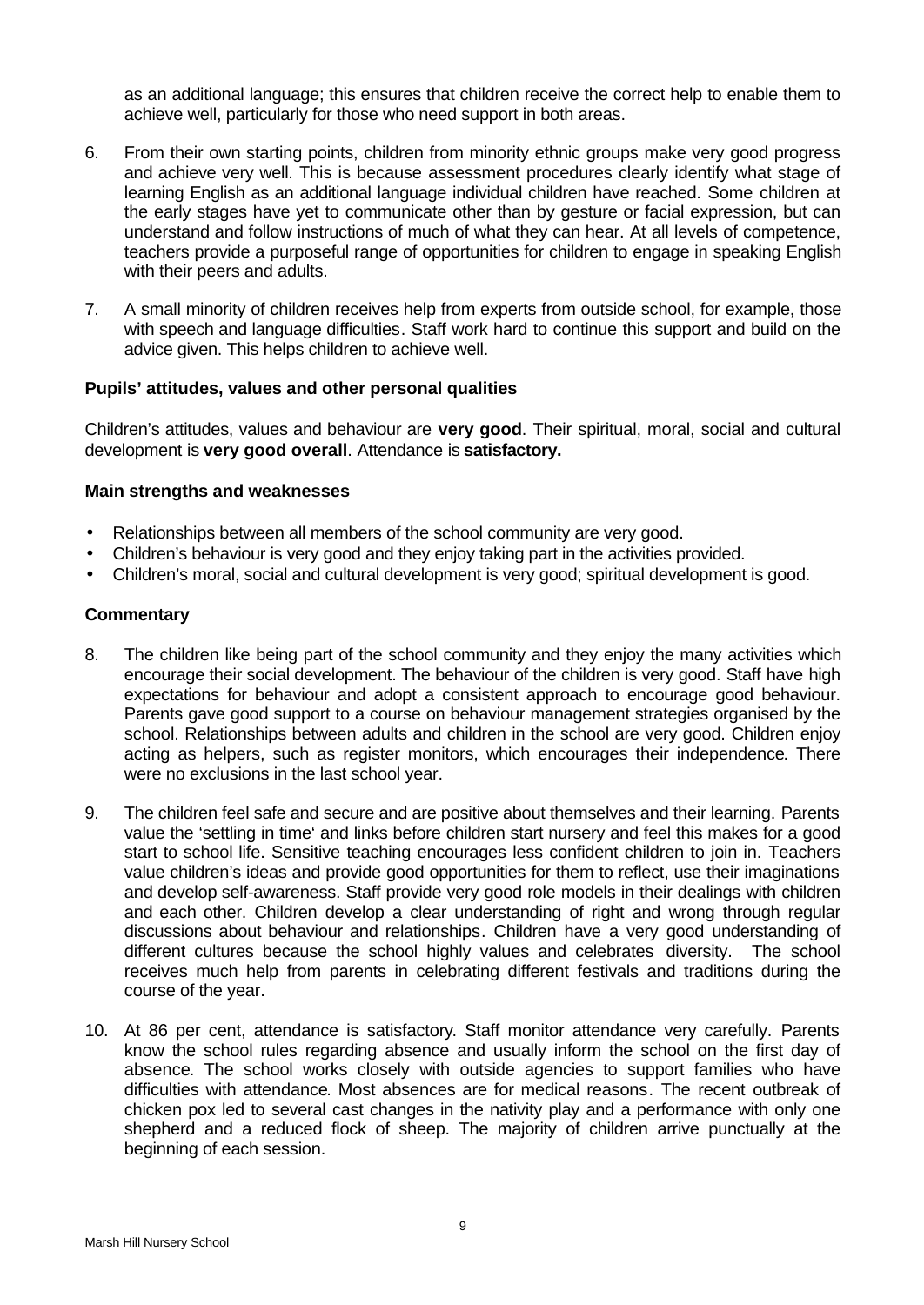as an additional language; this ensures that children receive the correct help to enable them to achieve well, particularly for those who need support in both areas.

6. From their own starting points, children from minority ethnic groups make very good progress and achieve very well. This is because assessment procedures clearly identify what stage of learning English as an additional language individual children have reached. Some children at the early stages have yet to communicate other than by gesture or facial expression, but can understand and follow instructions of much of what they can hear. At all levels of competence, teachers provide a purposeful range of opportunities for children to engage in speaking English with their peers and adults.

7. A small minority of children receives help from experts from outside school, for example, those with speech and language difficulties. Staff work hard to continue this support and build on the advice given. This helps children to achieve well.

**Pupils' attitudes, values and other personal qualities**

Children's attitudes, values and behaviour are **very good**. Their spiritual, moral, social and cultural development is **very good overall**. Attendance is **satisfactory.**

**Main strengths and weaknesses**

- Relationships between all members of the school community are very good.
- Children's behaviour is very good and they enjoy taking part in the activities provided.
- Children's moral, social and cultural development is very good; spiritual development is good.

**Commentary**

8. The children like being part of the school community and they enjoy the many activities which encourage their social development. The behaviour of the children is very good. Staff have high expectations for behaviour and adopt a consistent approach to encourage good behaviour. Parents gave good support to a course on behaviour management strategies organised by the school. Relationships between adults and children in the school are very good. Children enjoy acting as helpers, such as register monitors, which encourages their independence. There were no exclusions in the last school year.

9. The children feel safe and secure and are positive about themselves and their learning. Parents value the 'settling in time' and links before children start nursery and feel this makes for a good start to school life. Sensitive teaching encourages less confident children to join in. Teachers value children's ideas and provide good opportunities for them to reflect, use their imaginations and develop self-awareness. Staff provide very good role models in their dealings with children and each other. Children develop a clear understanding of right and wrong through regular discussions about behaviour and relationships. Children have a very good understanding of different cultures because the school highly values and celebrates diversity. The school receives much help from parents in celebrating different festivals and traditions during the course of the year.

10. At 86 per cent, attendance is satisfactory. Staff monitor attendance very carefully. Parents know the school rules regarding absence and usually inform the school on the first day of absence. The school works closely with outside agencies to support families who have difficulties with attendance. Most absences are for medical reasons. The recent outbreak of chicken pox led to several cast changes in the nativity play and a performance with only one shepherd and a reduced flock of sheep. The majority of children arrive punctually at the beginning of each session.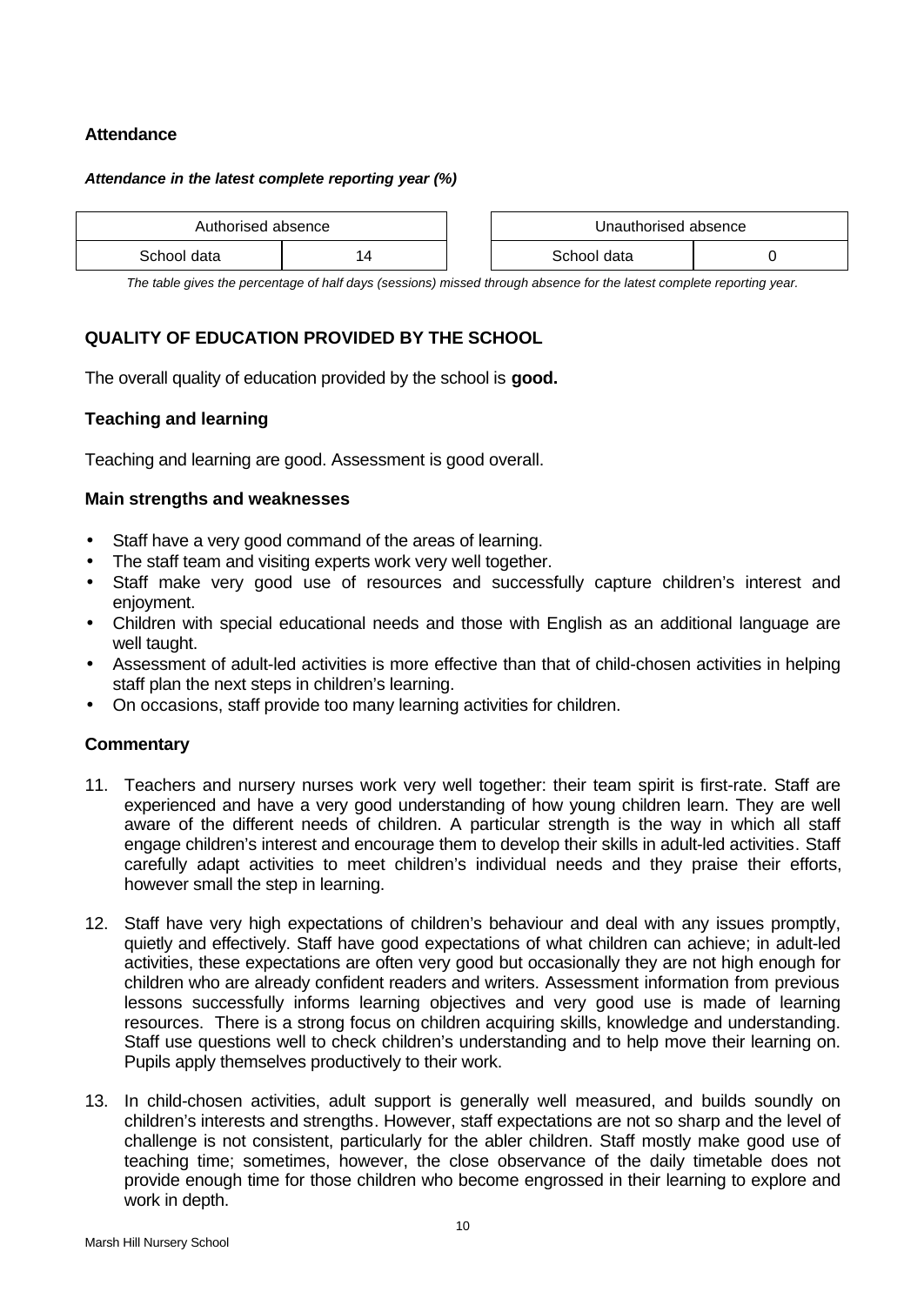### Attendance

***Attendance in the latest complete reporting year (%)***

| Authorised absence | |
|---|---|
| School data | 14 |

| Unauthorised absence | |
|---|---|
| School data | 0 |

*The table gives the percentage of half days (sessions) missed through absence for the latest complete reporting year.*

## QUALITY OF EDUCATION PROVIDED BY THE SCHOOL

The overall quality of education provided by the school is **good.**

### Teaching and learning

Teaching and learning are good. Assessment is good overall.

### Main strengths and weaknesses

- Staff have a very good command of the areas of learning.
- The staff team and visiting experts work very well together.
- Staff make very good use of resources and successfully capture children's interest and enjoyment.
- Children with special educational needs and those with English as an additional language are well taught.
- Assessment of adult-led activities is more effective than that of child-chosen activities in helping staff plan the next steps in children's learning.
- On occasions, staff provide too many learning activities for children.

### Commentary

11. Teachers and nursery nurses work very well together: their team spirit is first-rate. Staff are experienced and have a very good understanding of how young children learn. They are well aware of the different needs of children. A particular strength is the way in which all staff engage children's interest and encourage them to develop their skills in adult-led activities. Staff carefully adapt activities to meet children's individual needs and they praise their efforts, however small the step in learning.

12. Staff have very high expectations of children's behaviour and deal with any issues promptly, quietly and effectively. Staff have good expectations of what children can achieve; in adult-led activities, these expectations are often very good but occasionally they are not high enough for children who are already confident readers and writers. Assessment information from previous lessons successfully informs learning objectives and very good use is made of learning resources. There is a strong focus on children acquiring skills, knowledge and understanding. Staff use questions well to check children's understanding and to help move their learning on. Pupils apply themselves productively to their work.

13. In child-chosen activities, adult support is generally well measured, and builds soundly on children's interests and strengths. However, staff expectations are not so sharp and the level of challenge is not consistent, particularly for the abler children. Staff mostly make good use of teaching time; sometimes, however, the close observance of the daily timetable does not provide enough time for those children who become engrossed in their learning to explore and work in depth.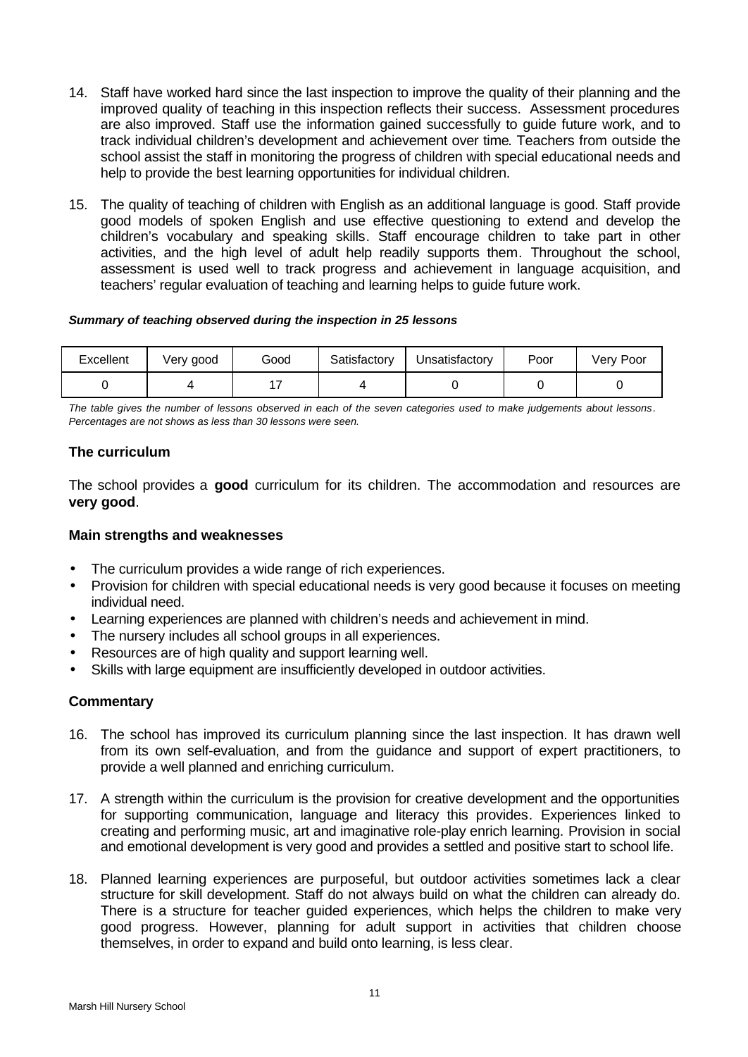14. Staff have worked hard since the last inspection to improve the quality of their planning and the improved quality of teaching in this inspection reflects their success. Assessment procedures are also improved. Staff use the information gained successfully to guide future work, and to track individual children's development and achievement over time. Teachers from outside the school assist the staff in monitoring the progress of children with special educational needs and help to provide the best learning opportunities for individual children.

15. The quality of teaching of children with English as an additional language is good. Staff provide good models of spoken English and use effective questioning to extend and develop the children's vocabulary and speaking skills. Staff encourage children to take part in other activities, and the high level of adult help readily supports them. Throughout the school, assessment is used well to track progress and achievement in language acquisition, and teachers' regular evaluation of teaching and learning helps to guide future work.

***Summary of teaching observed during the inspection in 25 lessons***

| Excellent | Very good | Good | Satisfactory | Unsatisfactory | Poor | Very Poor |
|---|---|---|---|---|---|---|
| 0 | 4 | 17 | 4 | 0 | 0 | 0 |

*The table gives the number of lessons observed in each of the seven categories used to make judgements about lessons. Percentages are not shows as less than 30 lessons were seen.*

### The curriculum

The school provides a **good** curriculum for its children. The accommodation and resources are **very good**.

#### Main strengths and weaknesses

- The curriculum provides a wide range of rich experiences.
- Provision for children with special educational needs is very good because it focuses on meeting individual need.
- Learning experiences are planned with children's needs and achievement in mind.
- The nursery includes all school groups in all experiences.
- Resources are of high quality and support learning well.
- Skills with large equipment are insufficiently developed in outdoor activities.

#### Commentary

16. The school has improved its curriculum planning since the last inspection. It has drawn well from its own self-evaluation, and from the guidance and support of expert practitioners, to provide a well planned and enriching curriculum.

17. A strength within the curriculum is the provision for creative development and the opportunities for supporting communication, language and literacy this provides. Experiences linked to creating and performing music, art and imaginative role-play enrich learning. Provision in social and emotional development is very good and provides a settled and positive start to school life.

18. Planned learning experiences are purposeful, but outdoor activities sometimes lack a clear structure for skill development. Staff do not always build on what the children can already do. There is a structure for teacher guided experiences, which helps the children to make very good progress. However, planning for adult support in activities that children choose themselves, in order to expand and build onto learning, is less clear.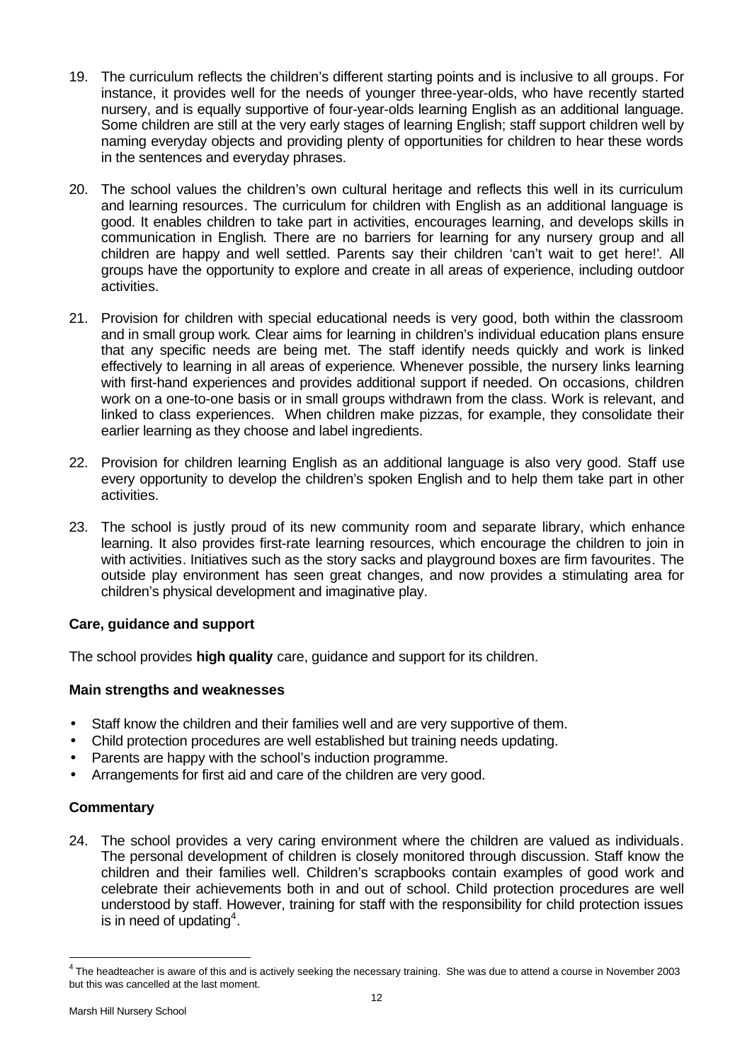19. The curriculum reflects the children's different starting points and is inclusive to all groups. For instance, it provides well for the needs of younger three-year-olds, who have recently started nursery, and is equally supportive of four-year-olds learning English as an additional language. Some children are still at the very early stages of learning English; staff support children well by naming everyday objects and providing plenty of opportunities for children to hear these words in the sentences and everyday phrases.

20. The school values the children's own cultural heritage and reflects this well in its curriculum and learning resources. The curriculum for children with English as an additional language is good. It enables children to take part in activities, encourages learning, and develops skills in communication in English. There are no barriers for learning for any nursery group and all children are happy and well settled. Parents say their children 'can't wait to get here!'. All groups have the opportunity to explore and create in all areas of experience, including outdoor activities.

21. Provision for children with special educational needs is very good, both within the classroom and in small group work. Clear aims for learning in children's individual education plans ensure that any specific needs are being met. The staff identify needs quickly and work is linked effectively to learning in all areas of experience. Whenever possible, the nursery links learning with first-hand experiences and provides additional support if needed. On occasions, children work on a one-to-one basis or in small groups withdrawn from the class. Work is relevant, and linked to class experiences. When children make pizzas, for example, they consolidate their earlier learning as they choose and label ingredients.

22. Provision for children learning English as an additional language is also very good. Staff use every opportunity to develop the children's spoken English and to help them take part in other activities.

23. The school is justly proud of its new community room and separate library, which enhance learning. It also provides first-rate learning resources, which encourage the children to join in with activities. Initiatives such as the story sacks and playground boxes are firm favourites. The outside play environment has seen great changes, and now provides a stimulating area for children's physical development and imaginative play.

### Care, guidance and support

The school provides **high quality** care, guidance and support for its children.

#### Main strengths and weaknesses

- Staff know the children and their families well and are very supportive of them.
- Child protection procedures are well established but training needs updating.
- Parents are happy with the school's induction programme.
- Arrangements for first aid and care of the children are very good.

#### Commentary

24. The school provides a very caring environment where the children are valued as individuals. The personal development of children is closely monitored through discussion. Staff know the children and their families well. Children's scrapbooks contain examples of good work and celebrate their achievements both in and out of school. Child protection procedures are well understood by staff. However, training for staff with the responsibility for child protection issues is in need of updating[4].

[4] The headteacher is aware of this and is actively seeking the necessary training. She was due to attend a course in November 2003 but this was cancelled at the last moment.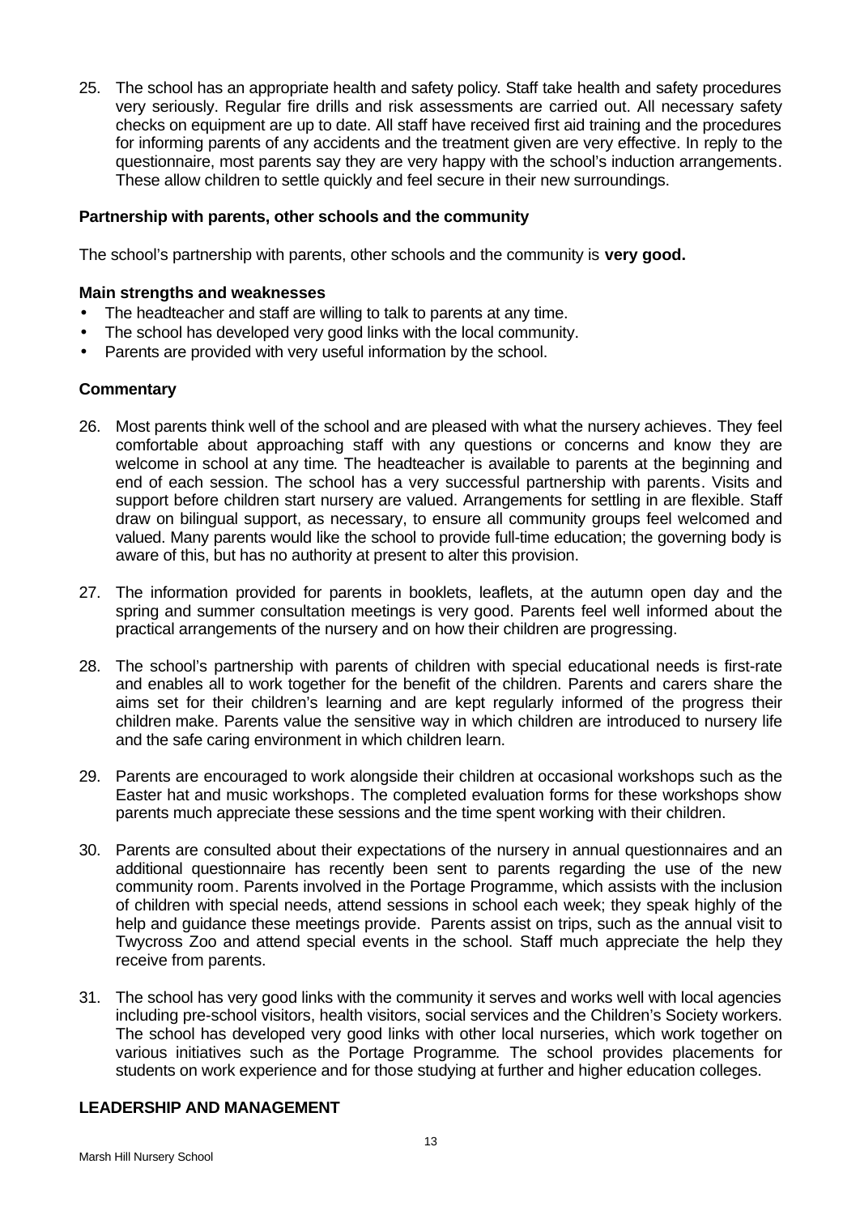25. The school has an appropriate health and safety policy. Staff take health and safety procedures very seriously. Regular fire drills and risk assessments are carried out. All necessary safety checks on equipment are up to date. All staff have received first aid training and the procedures for informing parents of any accidents and the treatment given are very effective. In reply to the questionnaire, most parents say they are very happy with the school's induction arrangements. These allow children to settle quickly and feel secure in their new surroundings.

**Partnership with parents, other schools and the community**

The school's partnership with parents, other schools and the community is **very good.**

**Main strengths and weaknesses**

- The headteacher and staff are willing to talk to parents at any time.
- The school has developed very good links with the local community.
- Parents are provided with very useful information by the school.

**Commentary**

26. Most parents think well of the school and are pleased with what the nursery achieves. They feel comfortable about approaching staff with any questions or concerns and know they are welcome in school at any time. The headteacher is available to parents at the beginning and end of each session. The school has a very successful partnership with parents. Visits and support before children start nursery are valued. Arrangements for settling in are flexible. Staff draw on bilingual support, as necessary, to ensure all community groups feel welcomed and valued. Many parents would like the school to provide full-time education; the governing body is aware of this, but has no authority at present to alter this provision.

27. The information provided for parents in booklets, leaflets, at the autumn open day and the spring and summer consultation meetings is very good. Parents feel well informed about the practical arrangements of the nursery and on how their children are progressing.

28. The school's partnership with parents of children with special educational needs is first-rate and enables all to work together for the benefit of the children. Parents and carers share the aims set for their children's learning and are kept regularly informed of the progress their children make. Parents value the sensitive way in which children are introduced to nursery life and the safe caring environment in which children learn.

29. Parents are encouraged to work alongside their children at occasional workshops such as the Easter hat and music workshops. The completed evaluation forms for these workshops show parents much appreciate these sessions and the time spent working with their children.

30. Parents are consulted about their expectations of the nursery in annual questionnaires and an additional questionnaire has recently been sent to parents regarding the use of the new community room. Parents involved in the Portage Programme, which assists with the inclusion of children with special needs, attend sessions in school each week; they speak highly of the help and guidance these meetings provide. Parents assist on trips, such as the annual visit to Twycross Zoo and attend special events in the school. Staff much appreciate the help they receive from parents.

31. The school has very good links with the community it serves and works well with local agencies including pre-school visitors, health visitors, social services and the Children's Society workers. The school has developed very good links with other local nurseries, which work together on various initiatives such as the Portage Programme. The school provides placements for students on work experience and for those studying at further and higher education colleges.

## LEADERSHIP AND MANAGEMENT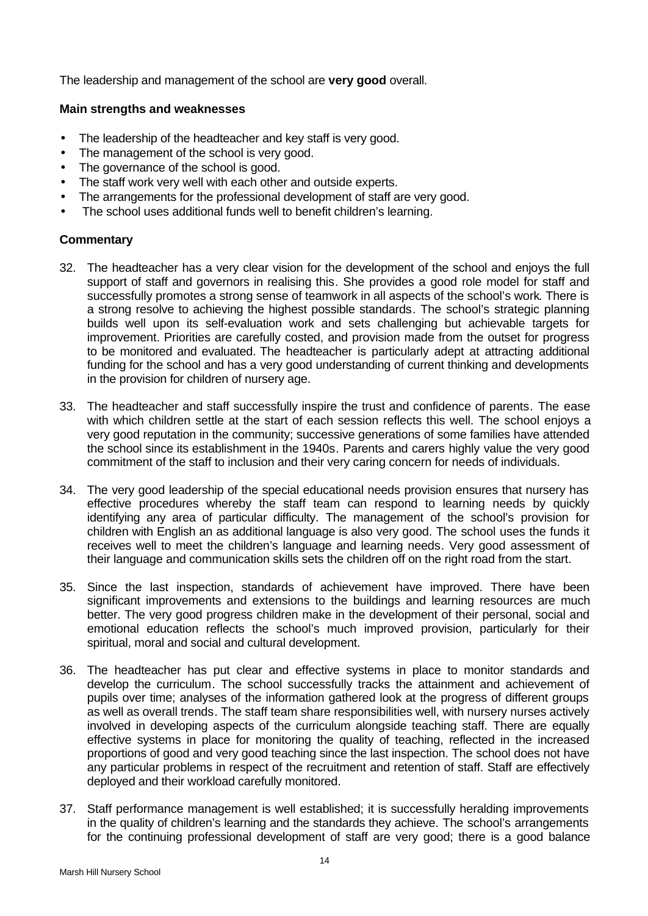The leadership and management of the school are **very good** overall.

### Main strengths and weaknesses

- The leadership of the headteacher and key staff is very good.
- The management of the school is very good.
- The governance of the school is good.
- The staff work very well with each other and outside experts.
- The arrangements for the professional development of staff are very good.
- The school uses additional funds well to benefit children's learning.

### Commentary

32. The headteacher has a very clear vision for the development of the school and enjoys the full support of staff and governors in realising this. She provides a good role model for staff and successfully promotes a strong sense of teamwork in all aspects of the school's work. There is a strong resolve to achieving the highest possible standards. The school's strategic planning builds well upon its self-evaluation work and sets challenging but achievable targets for improvement. Priorities are carefully costed, and provision made from the outset for progress to be monitored and evaluated. The headteacher is particularly adept at attracting additional funding for the school and has a very good understanding of current thinking and developments in the provision for children of nursery age.

33. The headteacher and staff successfully inspire the trust and confidence of parents. The ease with which children settle at the start of each session reflects this well. The school enjoys a very good reputation in the community; successive generations of some families have attended the school since its establishment in the 1940s. Parents and carers highly value the very good commitment of the staff to inclusion and their very caring concern for needs of individuals.

34. The very good leadership of the special educational needs provision ensures that nursery has effective procedures whereby the staff team can respond to learning needs by quickly identifying any area of particular difficulty. The management of the school's provision for children with English an as additional language is also very good. The school uses the funds it receives well to meet the children's language and learning needs. Very good assessment of their language and communication skills sets the children off on the right road from the start.

35. Since the last inspection, standards of achievement have improved. There have been significant improvements and extensions to the buildings and learning resources are much better. The very good progress children make in the development of their personal, social and emotional education reflects the school's much improved provision, particularly for their spiritual, moral and social and cultural development.

36. The headteacher has put clear and effective systems in place to monitor standards and develop the curriculum. The school successfully tracks the attainment and achievement of pupils over time; analyses of the information gathered look at the progress of different groups as well as overall trends. The staff team share responsibilities well, with nursery nurses actively involved in developing aspects of the curriculum alongside teaching staff. There are equally effective systems in place for monitoring the quality of teaching, reflected in the increased proportions of good and very good teaching since the last inspection. The school does not have any particular problems in respect of the recruitment and retention of staff. Staff are effectively deployed and their workload carefully monitored.

37. Staff performance management is well established; it is successfully heralding improvements in the quality of children's learning and the standards they achieve. The school's arrangements for the continuing professional development of staff are very good; there is a good balance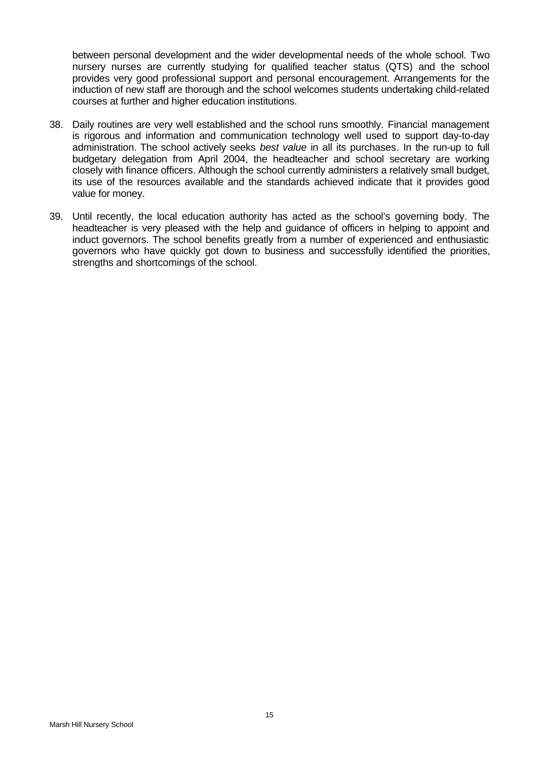between personal development and the wider developmental needs of the whole school. Two nursery nurses are currently studying for qualified teacher status (QTS) and the school provides very good professional support and personal encouragement. Arrangements for the induction of new staff are thorough and the school welcomes students undertaking child-related courses at further and higher education institutions.

38. Daily routines are very well established and the school runs smoothly. Financial management is rigorous and information and communication technology well used to support day-to-day administration. The school actively seeks *best value* in all its purchases. In the run-up to full budgetary delegation from April 2004, the headteacher and school secretary are working closely with finance officers. Although the school currently administers a relatively small budget, its use of the resources available and the standards achieved indicate that it provides good value for money.

39. Until recently, the local education authority has acted as the school's governing body. The headteacher is very pleased with the help and guidance of officers in helping to appoint and induct governors. The school benefits greatly from a number of experienced and enthusiastic governors who have quickly got down to business and successfully identified the priorities, strengths and shortcomings of the school.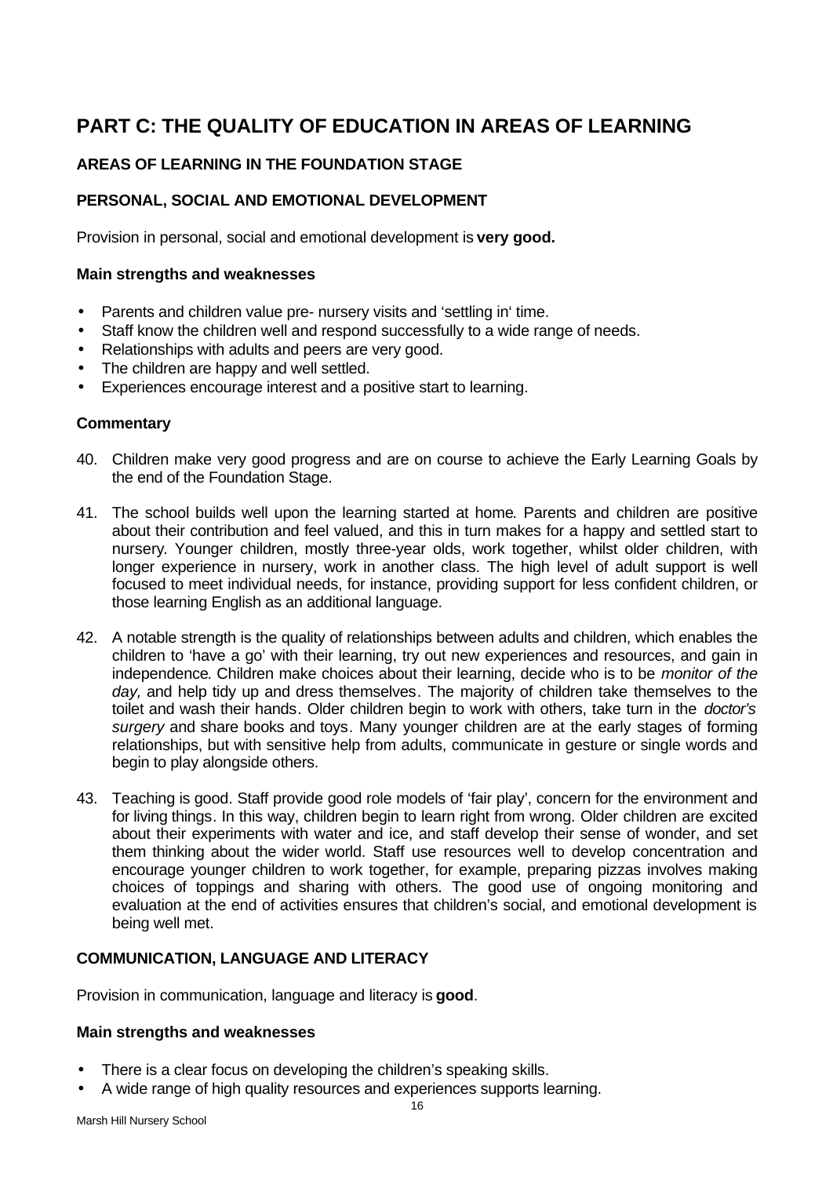# PART C: THE QUALITY OF EDUCATION IN AREAS OF LEARNING

## AREAS OF LEARNING IN THE FOUNDATION STAGE

### PERSONAL, SOCIAL AND EMOTIONAL DEVELOPMENT

Provision in personal, social and emotional development is **very good.**

**Main strengths and weaknesses**

- Parents and children value pre- nursery visits and 'settling in' time.
- Staff know the children well and respond successfully to a wide range of needs.
- Relationships with adults and peers are very good.
- The children are happy and well settled.
- Experiences encourage interest and a positive start to learning.

**Commentary**

40. Children make very good progress and are on course to achieve the Early Learning Goals by the end of the Foundation Stage.

41. The school builds well upon the learning started at home. Parents and children are positive about their contribution and feel valued, and this in turn makes for a happy and settled start to nursery. Younger children, mostly three-year olds, work together, whilst older children, with longer experience in nursery, work in another class. The high level of adult support is well focused to meet individual needs, for instance, providing support for less confident children, or those learning English as an additional language.

42. A notable strength is the quality of relationships between adults and children, which enables the children to 'have a go' with their learning, try out new experiences and resources, and gain in independence. Children make choices about their learning, decide who is to be *monitor of the day,* and help tidy up and dress themselves. The majority of children take themselves to the toilet and wash their hands. Older children begin to work with others, take turn in the *doctor's surgery* and share books and toys. Many younger children are at the early stages of forming relationships, but with sensitive help from adults, communicate in gesture or single words and begin to play alongside others.

43. Teaching is good. Staff provide good role models of 'fair play', concern for the environment and for living things. In this way, children begin to learn right from wrong. Older children are excited about their experiments with water and ice, and staff develop their sense of wonder, and set them thinking about the wider world. Staff use resources well to develop concentration and encourage younger children to work together, for example, preparing pizzas involves making choices of toppings and sharing with others. The good use of ongoing monitoring and evaluation at the end of activities ensures that children's social, and emotional development is being well met.

### COMMUNICATION, LANGUAGE AND LITERACY

Provision in communication, language and literacy is **good**.

**Main strengths and weaknesses**

- There is a clear focus on developing the children's speaking skills.
- A wide range of high quality resources and experiences supports learning.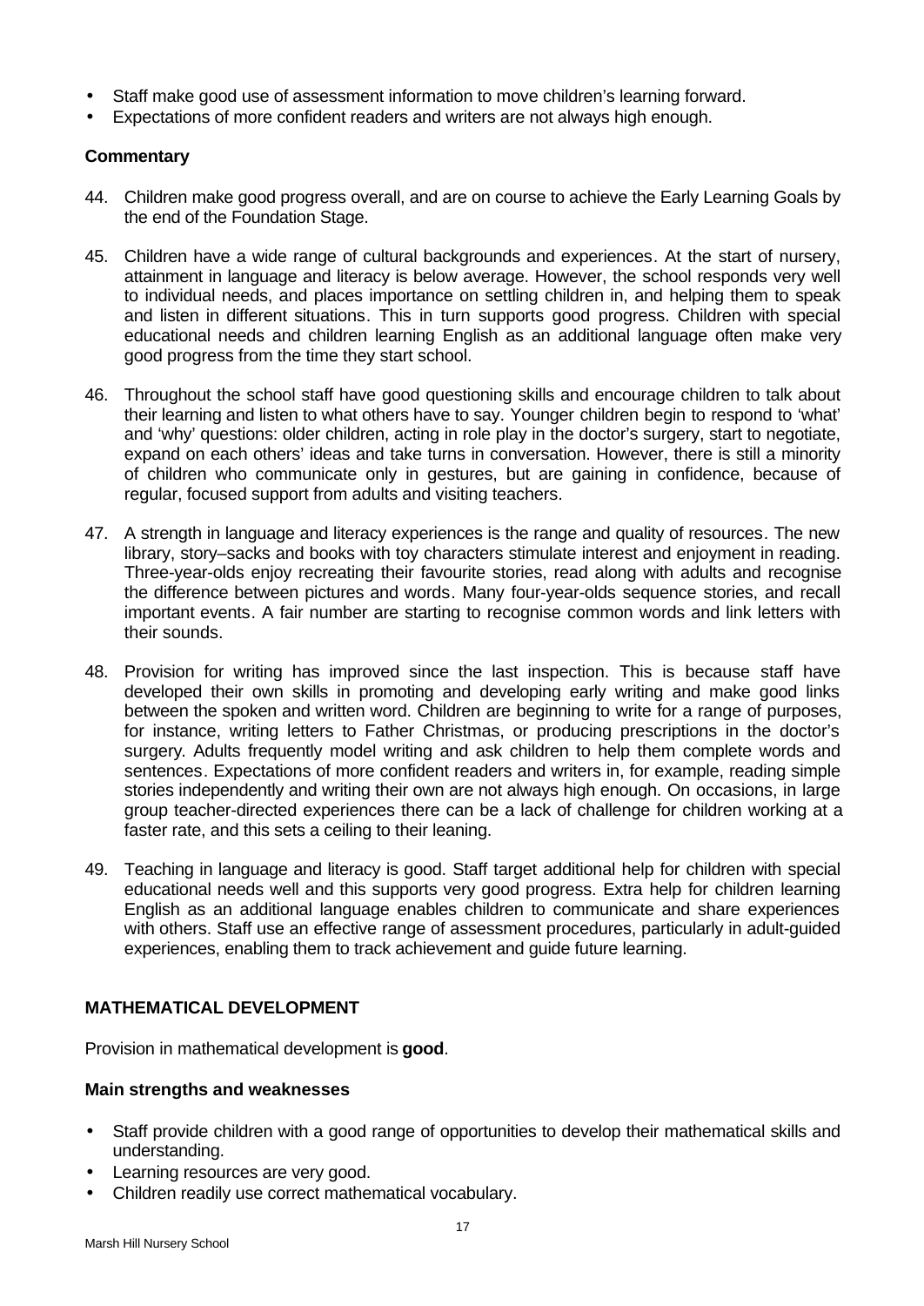- Staff make good use of assessment information to move children's learning forward.
- Expectations of more confident readers and writers are not always high enough.

### Commentary

44. Children make good progress overall, and are on course to achieve the Early Learning Goals by the end of the Foundation Stage.

45. Children have a wide range of cultural backgrounds and experiences. At the start of nursery, attainment in language and literacy is below average. However, the school responds very well to individual needs, and places importance on settling children in, and helping them to speak and listen in different situations. This in turn supports good progress. Children with special educational needs and children learning English as an additional language often make very good progress from the time they start school.

46. Throughout the school staff have good questioning skills and encourage children to talk about their learning and listen to what others have to say. Younger children begin to respond to 'what' and 'why' questions: older children, acting in role play in the doctor's surgery, start to negotiate, expand on each others' ideas and take turns in conversation. However, there is still a minority of children who communicate only in gestures, but are gaining in confidence, because of regular, focused support from adults and visiting teachers.

47. A strength in language and literacy experiences is the range and quality of resources. The new library, story–sacks and books with toy characters stimulate interest and enjoyment in reading. Three-year-olds enjoy recreating their favourite stories, read along with adults and recognise the difference between pictures and words. Many four-year-olds sequence stories, and recall important events. A fair number are starting to recognise common words and link letters with their sounds.

48. Provision for writing has improved since the last inspection. This is because staff have developed their own skills in promoting and developing early writing and make good links between the spoken and written word. Children are beginning to write for a range of purposes, for instance, writing letters to Father Christmas, or producing prescriptions in the doctor's surgery. Adults frequently model writing and ask children to help them complete words and sentences. Expectations of more confident readers and writers in, for example, reading simple stories independently and writing their own are not always high enough. On occasions, in large group teacher-directed experiences there can be a lack of challenge for children working at a faster rate, and this sets a ceiling to their leaning.

49. Teaching in language and literacy is good. Staff target additional help for children with special educational needs well and this supports very good progress. Extra help for children learning English as an additional language enables children to communicate and share experiences with others. Staff use an effective range of assessment procedures, particularly in adult-guided experiences, enabling them to track achievement and guide future learning.

## MATHEMATICAL DEVELOPMENT

Provision in mathematical development is **good**.

### Main strengths and weaknesses

- Staff provide children with a good range of opportunities to develop their mathematical skills and understanding.
- Learning resources are very good.
- Children readily use correct mathematical vocabulary.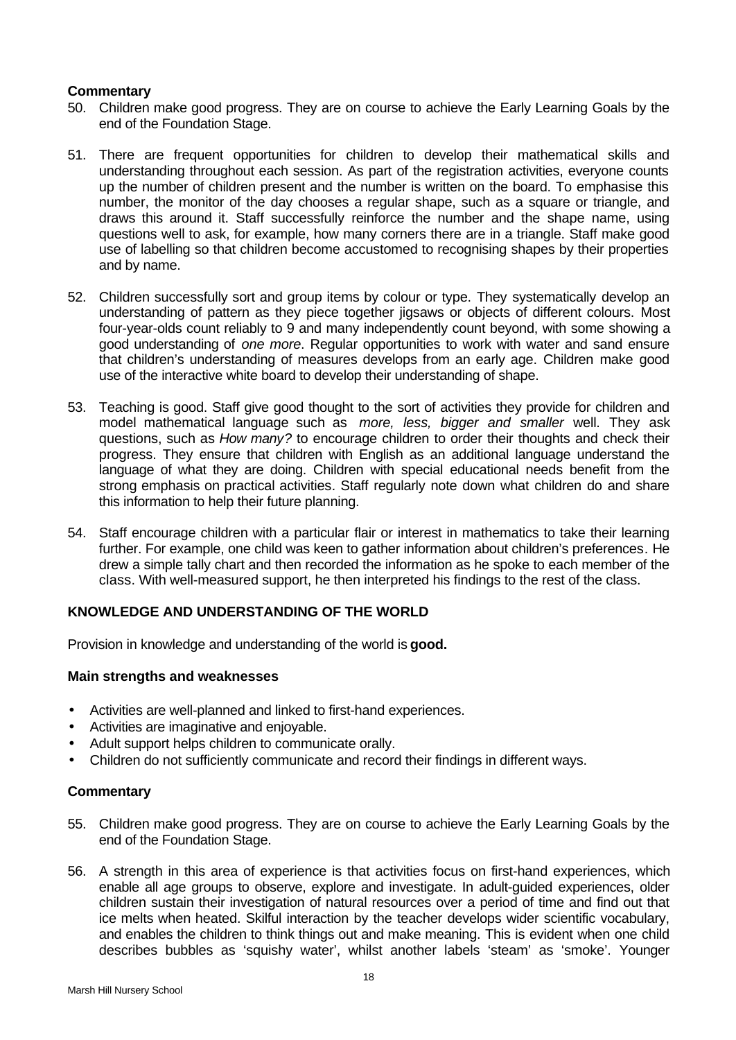**Commentary**

50. Children make good progress. They are on course to achieve the Early Learning Goals by the end of the Foundation Stage.

51. There are frequent opportunities for children to develop their mathematical skills and understanding throughout each session. As part of the registration activities, everyone counts up the number of children present and the number is written on the board. To emphasise this number, the monitor of the day chooses a regular shape, such as a square or triangle, and draws this around it. Staff successfully reinforce the number and the shape name, using questions well to ask, for example, how many corners there are in a triangle. Staff make good use of labelling so that children become accustomed to recognising shapes by their properties and by name.

52. Children successfully sort and group items by colour or type. They systematically develop an understanding of pattern as they piece together jigsaws or objects of different colours. Most four-year-olds count reliably to 9 and many independently count beyond, with some showing a good understanding of *one more*. Regular opportunities to work with water and sand ensure that children's understanding of measures develops from an early age. Children make good use of the interactive white board to develop their understanding of shape.

53. Teaching is good. Staff give good thought to the sort of activities they provide for children and model mathematical language such as *more, less, bigger and smaller* well. They ask questions, such as *How many?* to encourage children to order their thoughts and check their progress. They ensure that children with English as an additional language understand the language of what they are doing. Children with special educational needs benefit from the strong emphasis on practical activities. Staff regularly note down what children do and share this information to help their future planning.

54. Staff encourage children with a particular flair or interest in mathematics to take their learning further. For example, one child was keen to gather information about children's preferences. He drew a simple tally chart and then recorded the information as he spoke to each member of the class. With well-measured support, he then interpreted his findings to the rest of the class.

## KNOWLEDGE AND UNDERSTANDING OF THE WORLD

Provision in knowledge and understanding of the world is **good.**

**Main strengths and weaknesses**

- Activities are well-planned and linked to first-hand experiences.
- Activities are imaginative and enjoyable.
- Adult support helps children to communicate orally.
- Children do not sufficiently communicate and record their findings in different ways.

**Commentary**

55. Children make good progress. They are on course to achieve the Early Learning Goals by the end of the Foundation Stage.

56. A strength in this area of experience is that activities focus on first-hand experiences, which enable all age groups to observe, explore and investigate. In adult-guided experiences, older children sustain their investigation of natural resources over a period of time and find out that ice melts when heated. Skilful interaction by the teacher develops wider scientific vocabulary, and enables the children to think things out and make meaning. This is evident when one child describes bubbles as 'squishy water', whilst another labels 'steam' as 'smoke'. Younger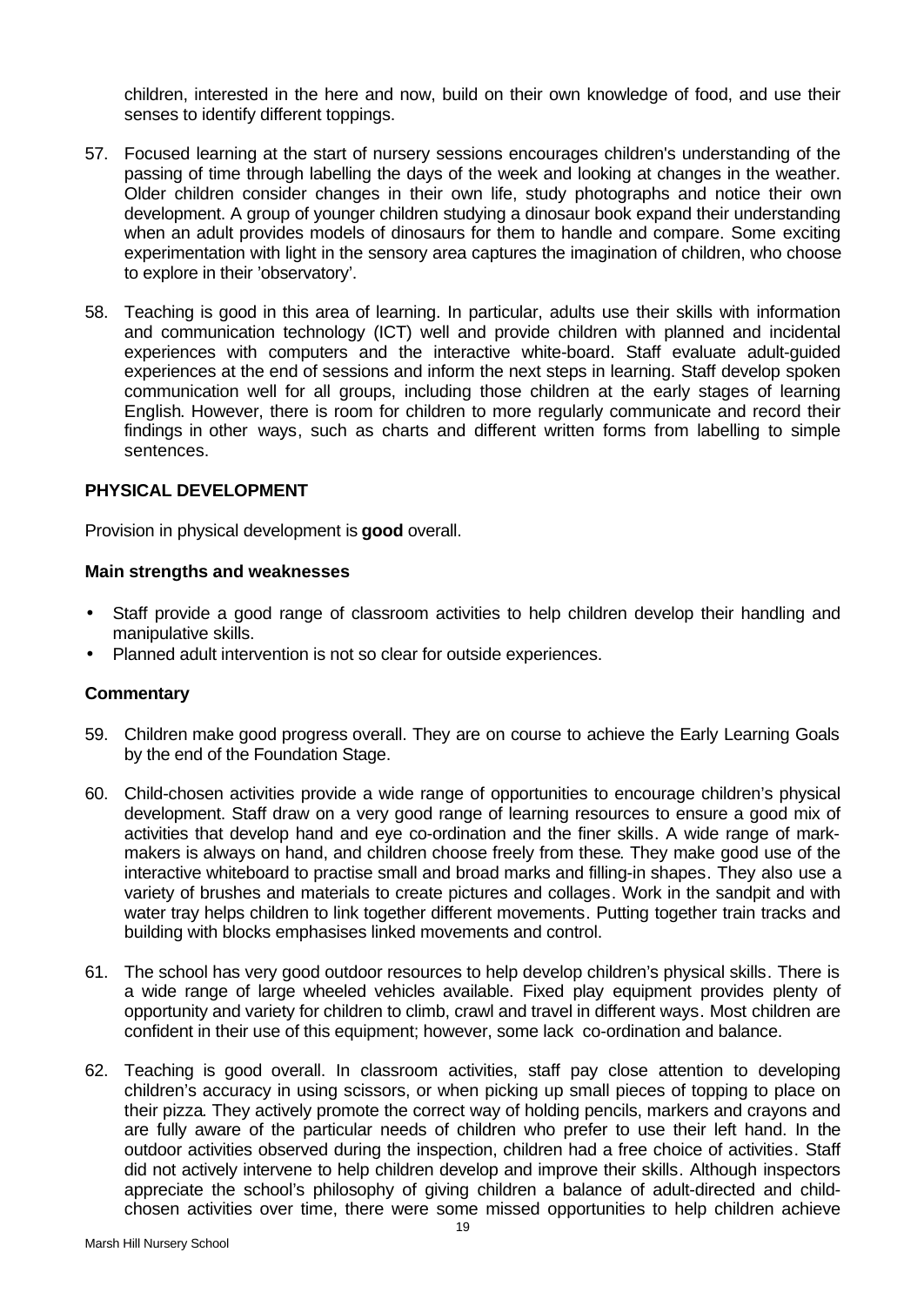children, interested in the here and now, build on their own knowledge of food, and use their senses to identify different toppings.

57. Focused learning at the start of nursery sessions encourages children's understanding of the passing of time through labelling the days of the week and looking at changes in the weather. Older children consider changes in their own life, study photographs and notice their own development. A group of younger children studying a dinosaur book expand their understanding when an adult provides models of dinosaurs for them to handle and compare. Some exciting experimentation with light in the sensory area captures the imagination of children, who choose to explore in their 'observatory'.

58. Teaching is good in this area of learning. In particular, adults use their skills with information and communication technology (ICT) well and provide children with planned and incidental experiences with computers and the interactive white-board. Staff evaluate adult-guided experiences at the end of sessions and inform the next steps in learning. Staff develop spoken communication well for all groups, including those children at the early stages of learning English. However, there is room for children to more regularly communicate and record their findings in other ways, such as charts and different written forms from labelling to simple sentences.

### PHYSICAL DEVELOPMENT

Provision in physical development is **good** overall.

#### Main strengths and weaknesses

- Staff provide a good range of classroom activities to help children develop their handling and manipulative skills.
- Planned adult intervention is not so clear for outside experiences.

#### Commentary

59. Children make good progress overall. They are on course to achieve the Early Learning Goals by the end of the Foundation Stage.

60. Child-chosen activities provide a wide range of opportunities to encourage children's physical development. Staff draw on a very good range of learning resources to ensure a good mix of activities that develop hand and eye co-ordination and the finer skills. A wide range of mark-makers is always on hand, and children choose freely from these. They make good use of the interactive whiteboard to practise small and broad marks and filling-in shapes. They also use a variety of brushes and materials to create pictures and collages. Work in the sandpit and with water tray helps children to link together different movements. Putting together train tracks and building with blocks emphasises linked movements and control.

61. The school has very good outdoor resources to help develop children's physical skills. There is a wide range of large wheeled vehicles available. Fixed play equipment provides plenty of opportunity and variety for children to climb, crawl and travel in different ways. Most children are confident in their use of this equipment; however, some lack co-ordination and balance.

62. Teaching is good overall. In classroom activities, staff pay close attention to developing children's accuracy in using scissors, or when picking up small pieces of topping to place on their pizza. They actively promote the correct way of holding pencils, markers and crayons and are fully aware of the particular needs of children who prefer to use their left hand. In the outdoor activities observed during the inspection, children had a free choice of activities. Staff did not actively intervene to help children develop and improve their skills. Although inspectors appreciate the school's philosophy of giving children a balance of adult-directed and child-chosen activities over time, there were some missed opportunities to help children achieve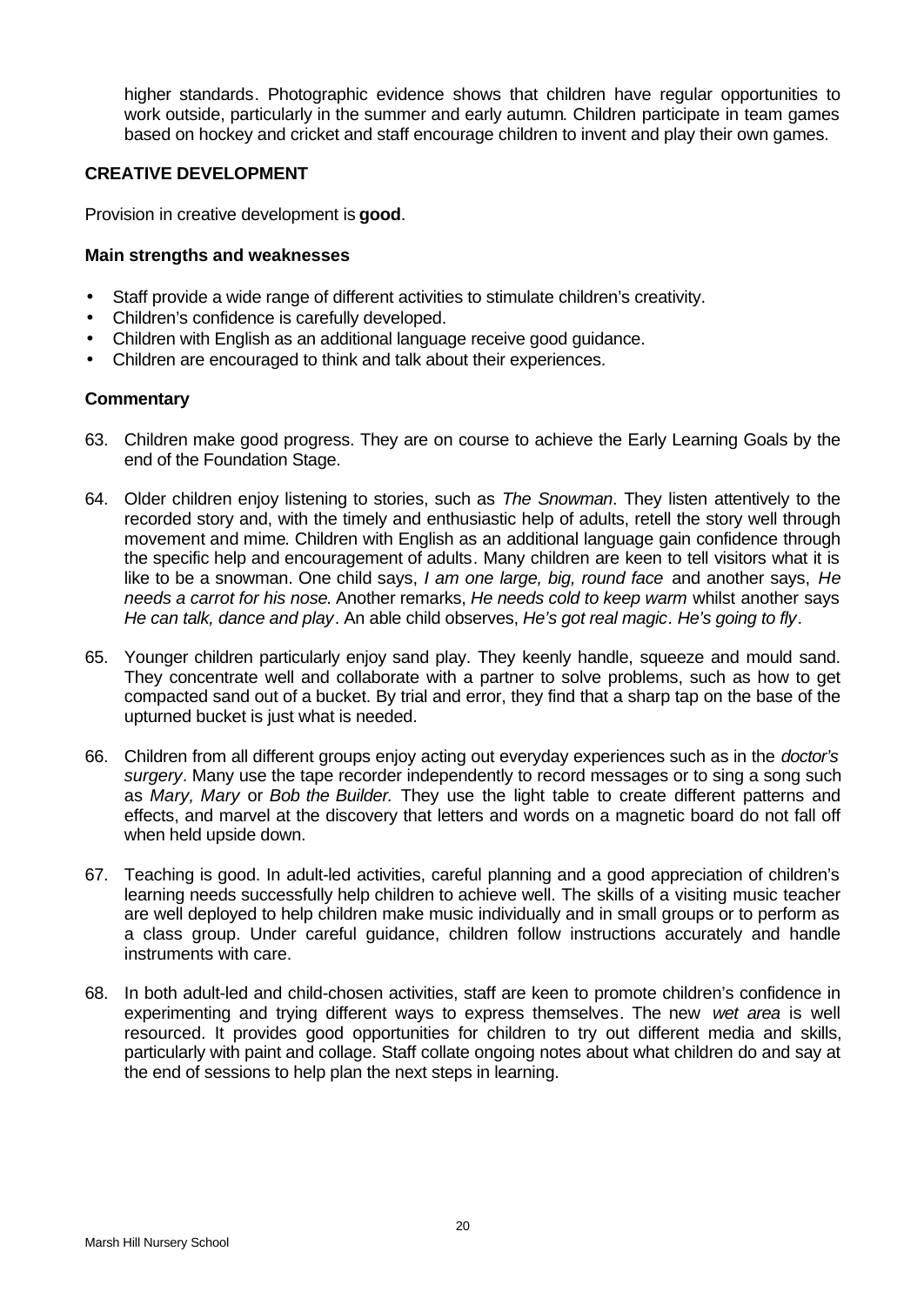higher standards. Photographic evidence shows that children have regular opportunities to work outside, particularly in the summer and early autumn. Children participate in team games based on hockey and cricket and staff encourage children to invent and play their own games.

### CREATIVE DEVELOPMENT

Provision in creative development is **good**.

#### Main strengths and weaknesses

- Staff provide a wide range of different activities to stimulate children's creativity.
- Children's confidence is carefully developed.
- Children with English as an additional language receive good guidance.
- Children are encouraged to think and talk about their experiences.

#### Commentary

63. Children make good progress. They are on course to achieve the Early Learning Goals by the end of the Foundation Stage.

64. Older children enjoy listening to stories, such as *The Snowman*. They listen attentively to the recorded story and, with the timely and enthusiastic help of adults, retell the story well through movement and mime. Children with English as an additional language gain confidence through the specific help and encouragement of adults. Many children are keen to tell visitors what it is like to be a snowman. One child says, *I am one large, big, round face* and another says, *He needs a carrot for his nose.* Another remarks, *He needs cold to keep warm* whilst another says *He can talk, dance and play*. An able child observes, *He's got real magic*. *He's going to fly*.

65. Younger children particularly enjoy sand play. They keenly handle, squeeze and mould sand. They concentrate well and collaborate with a partner to solve problems, such as how to get compacted sand out of a bucket. By trial and error, they find that a sharp tap on the base of the upturned bucket is just what is needed.

66. Children from all different groups enjoy acting out everyday experiences such as in the *doctor's surgery*. Many use the tape recorder independently to record messages or to sing a song such as *Mary, Mary* or *Bob the Builder.* They use the light table to create different patterns and effects, and marvel at the discovery that letters and words on a magnetic board do not fall off when held upside down.

67. Teaching is good. In adult-led activities, careful planning and a good appreciation of children's learning needs successfully help children to achieve well. The skills of a visiting music teacher are well deployed to help children make music individually and in small groups or to perform as a class group. Under careful guidance, children follow instructions accurately and handle instruments with care.

68. In both adult-led and child-chosen activities, staff are keen to promote children's confidence in experimenting and trying different ways to express themselves. The new *wet area* is well resourced. It provides good opportunities for children to try out different media and skills, particularly with paint and collage. Staff collate ongoing notes about what children do and say at the end of sessions to help plan the next steps in learning.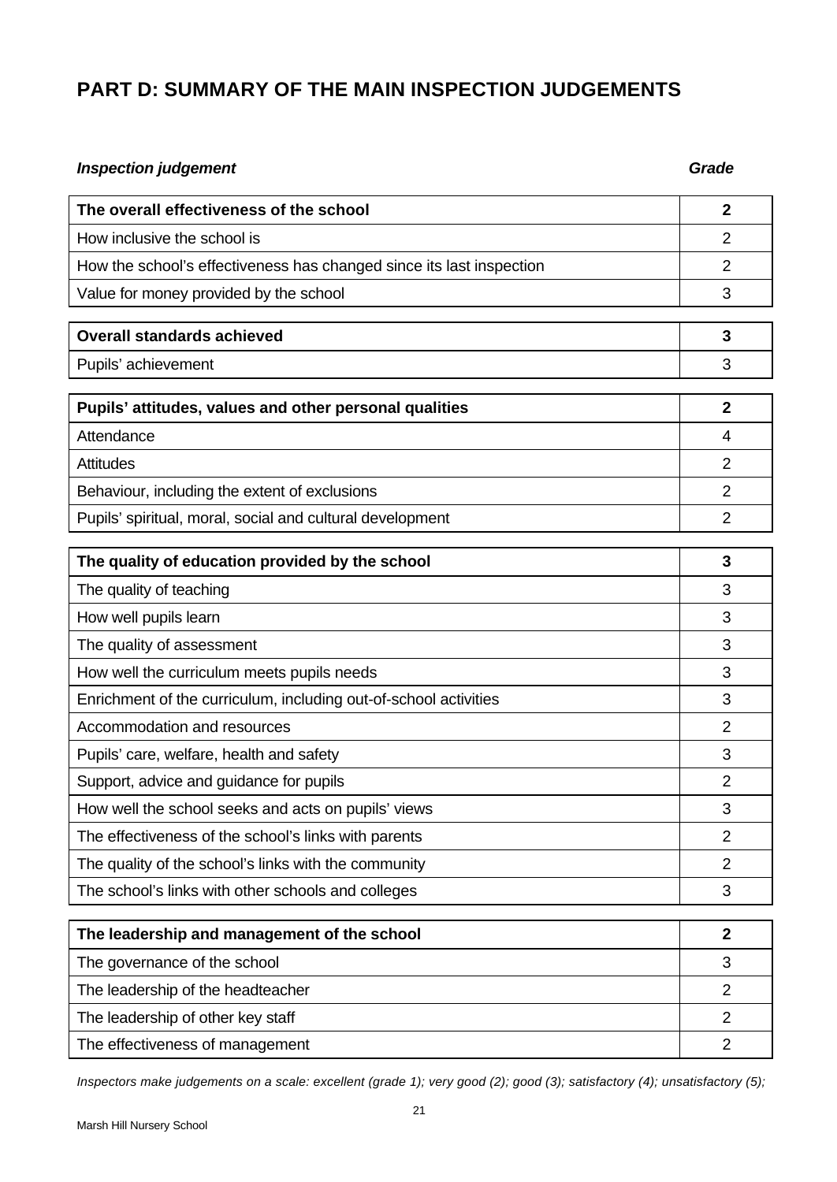# PART D: SUMMARY OF THE MAIN INSPECTION JUDGEMENTS

| ***Inspection judgement*** | ***Grade*** |
|---|---|
| **The overall effectiveness of the school** | **2** |
| How inclusive the school is | 2 |
| How the school's effectiveness has changed since its last inspection | 2 |
| Value for money provided by the school | 3 |
| **Overall standards achieved** | **3** |
| Pupils' achievement | 3 |
| **Pupils' attitudes, values and other personal qualities** | **2** |
| Attendance | 4 |
| Attitudes | 2 |
| Behaviour, including the extent of exclusions | 2 |
| Pupils' spiritual, moral, social and cultural development | 2 |
| **The quality of education provided by the school** | **3** |
| The quality of teaching | 3 |
| How well pupils learn | 3 |
| The quality of assessment | 3 |
| How well the curriculum meets pupils needs | 3 |
| Enrichment of the curriculum, including out-of-school activities | 3 |
| Accommodation and resources | 2 |
| Pupils' care, welfare, health and safety | 3 |
| Support, advice and guidance for pupils | 2 |
| How well the school seeks and acts on pupils' views | 3 |
| The effectiveness of the school's links with parents | 2 |
| The quality of the school's links with the community | 2 |
| The school's links with other schools and colleges | 3 |
| **The leadership and management of the school** | **2** |
| The governance of the school | 3 |
| The leadership of the headteacher | 2 |
| The leadership of other key staff | 2 |
| The effectiveness of management | 2 |

*Inspectors make judgements on a scale: excellent (grade 1); very good (2); good (3); satisfactory (4); unsatisfactory (5);*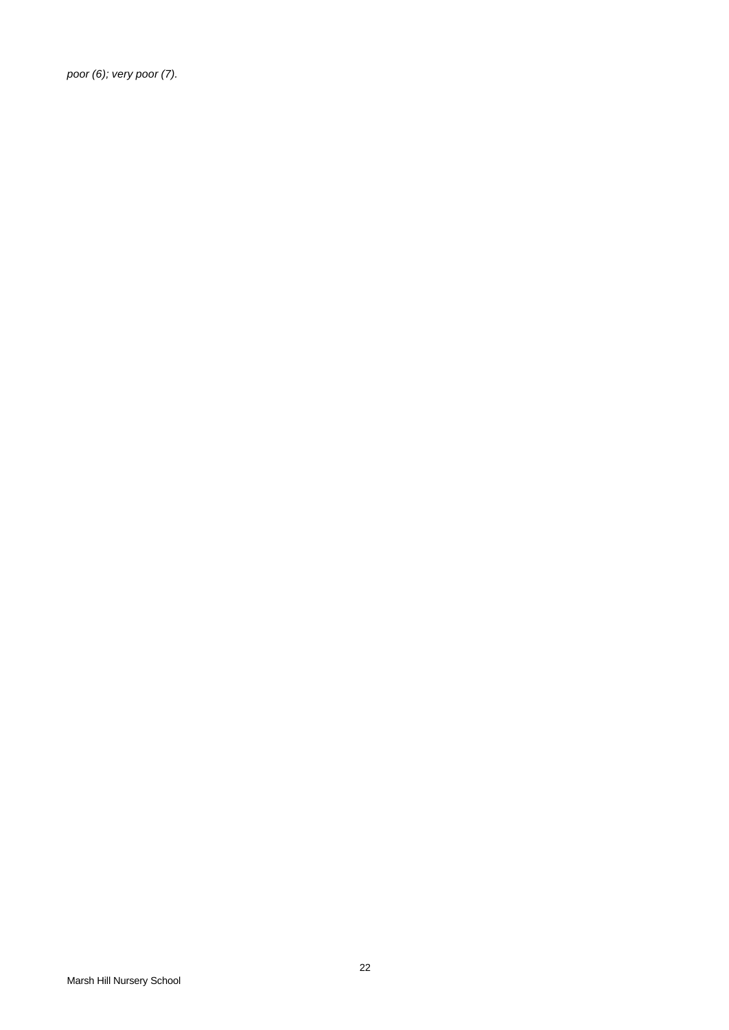*poor (6); very poor (7).*